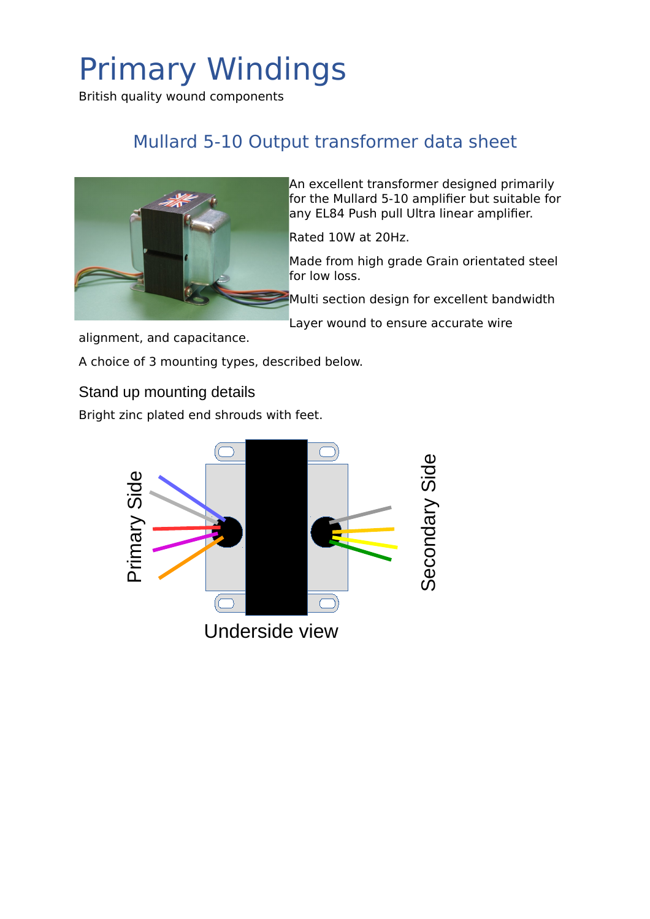# Primary Windings

British quality wound components

## Mullard 5-10 Output transformer data sheet

An excellent transformer designed primarily for the Mullard 5-10 amplifier but suitable for any EL84 Push pull Ultra linear amplifier.

Rated 10W at 20Hz.

Made from high grade Grain orientated steel for low loss.

Multi section design for excellent bandwidth

Layer wound to ensure accurate wire alignment, and capacitance.

A choice of 3 mounting types, described below.

### Stand up mounting details

Bright zinc plated end shrouds with feet.

Primary Side

Secondary Side

Underside view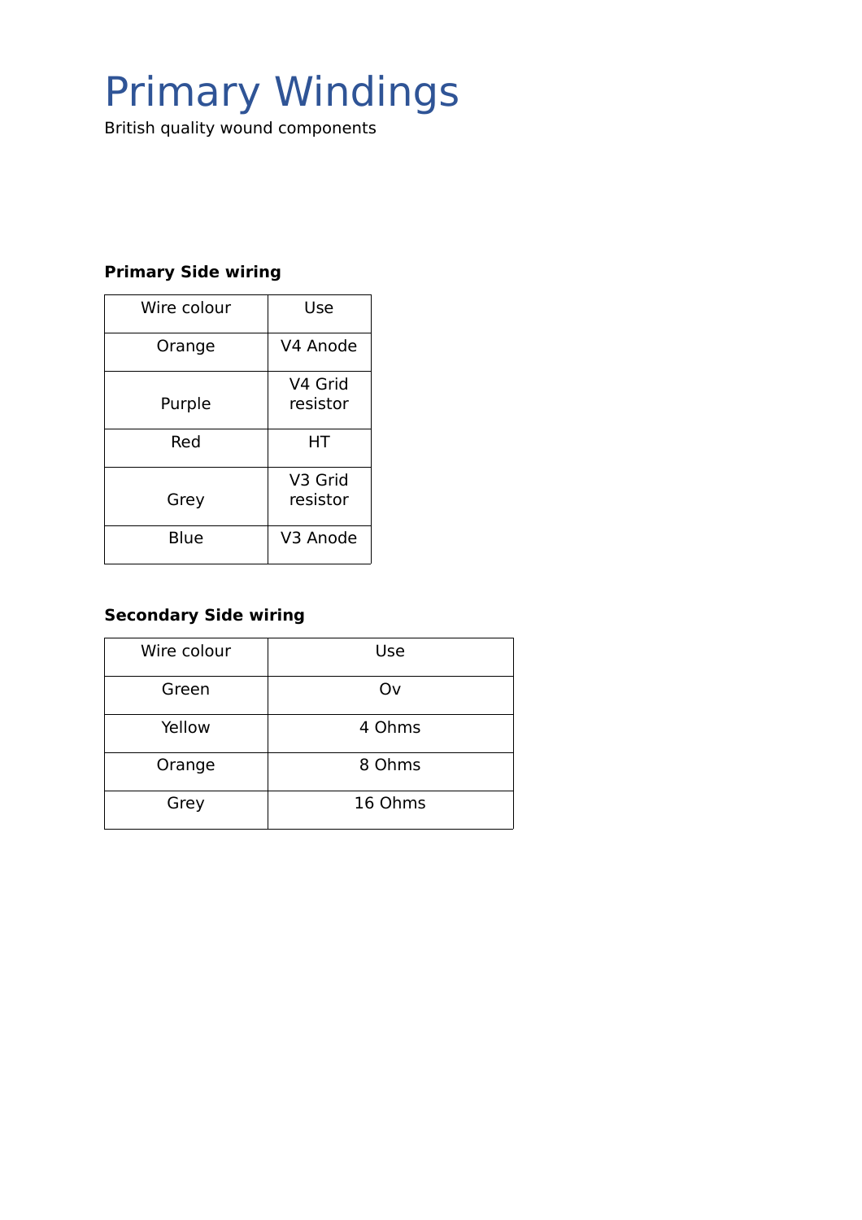# Primary Windings

British quality wound components

**Primary Side wiring**

| Wire colour | Use |
|---|---|
| Orange | V4 Anode |
| Purple | V4 Grid resistor |
| Red | HT |
| Grey | V3 Grid resistor |
| Blue | V3 Anode |

**Secondary Side wiring**

| Wire colour | Use |
|---|---|
| Green | Ov |
| Yellow | 4 Ohms |
| Orange | 8 Ohms |
| Grey | 16 Ohms |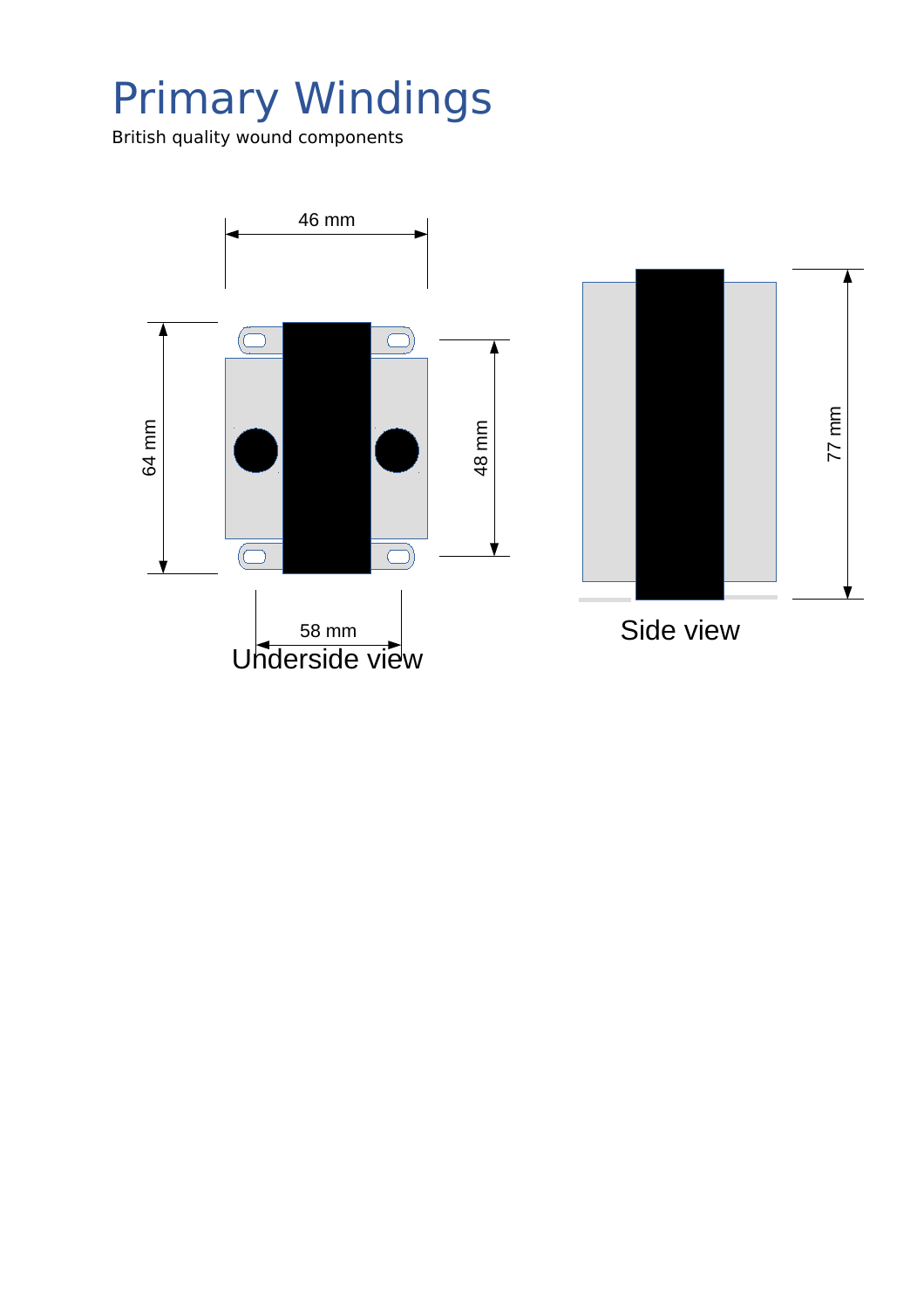# Primary Windings

British quality wound components

46 mm

64 mm

48 mm

58 mm

Underside view

77 mm

Side view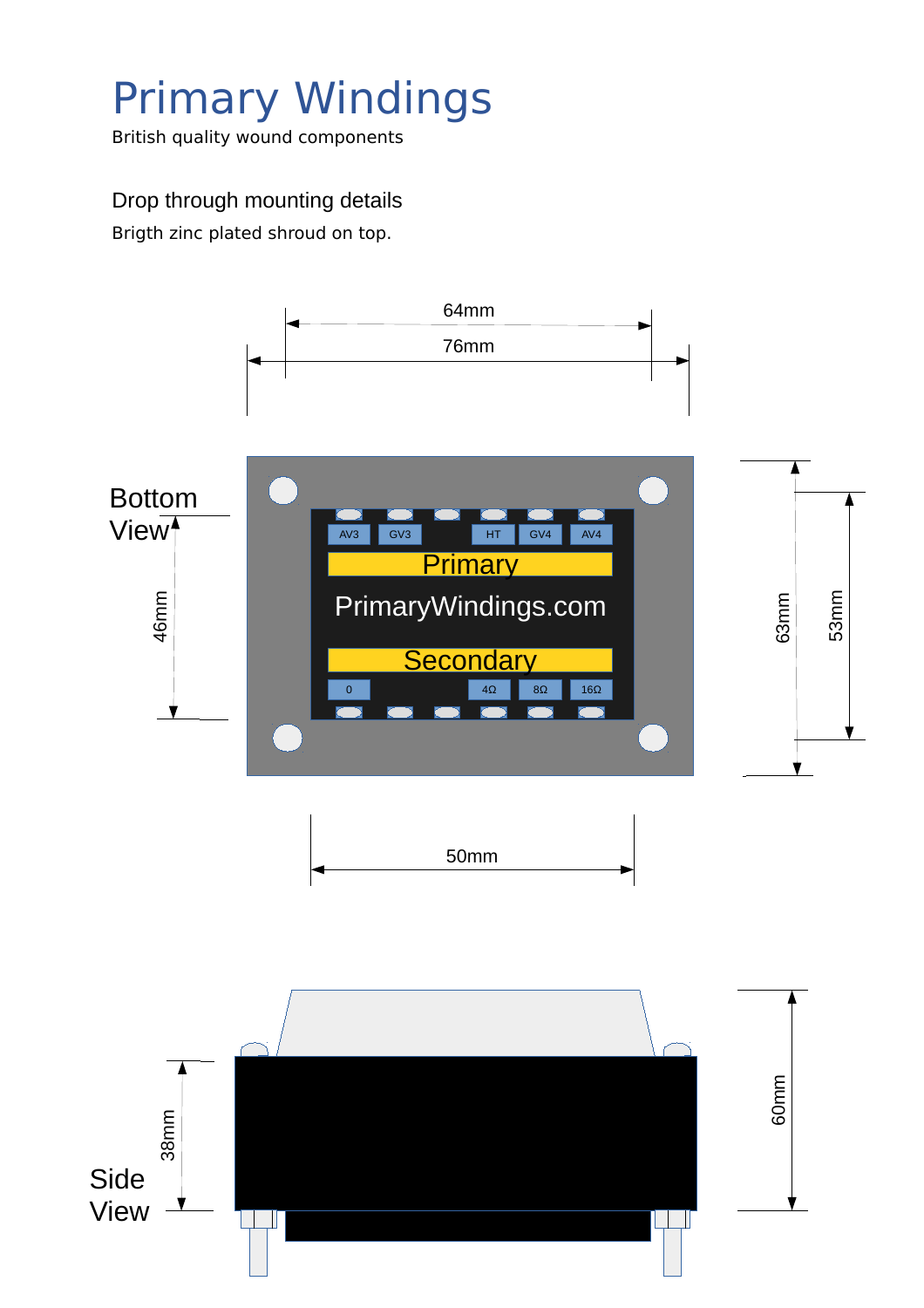# Primary Windings

British quality wound components

Drop through mounting details

Brigth zinc plated shroud on top.

64mm

76mm

Bottom View

46mm

AV3 GV3 HT GV4 AV4

Primary

PrimaryWindings.com

Secondary

0 4Ω 8Ω 16Ω

63mm

53mm

50mm

Side View

38mm

60mm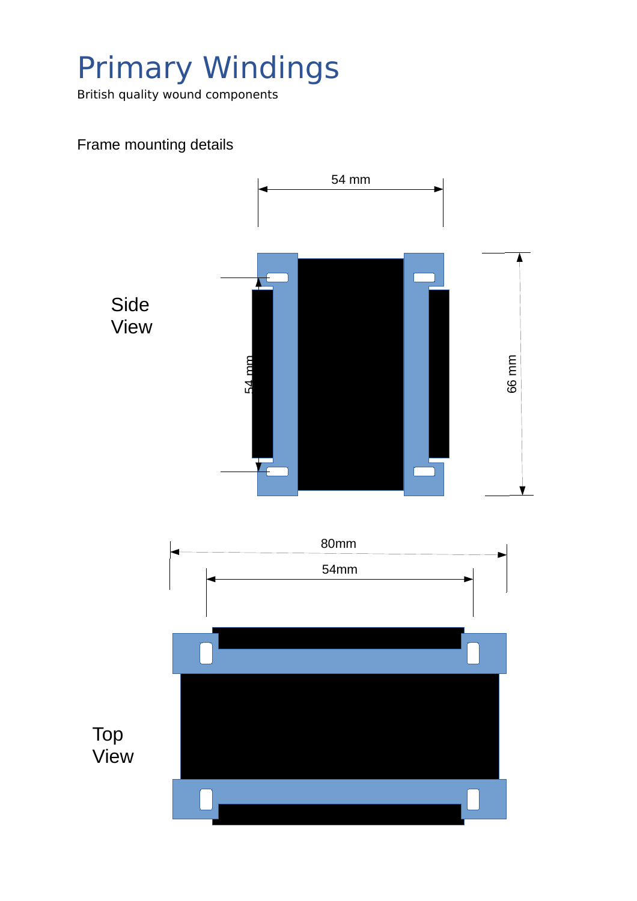# Primary Windings

British quality wound components

Frame mounting details

54 mm

Side View

54 mm

66 mm

80mm

54mm

Top View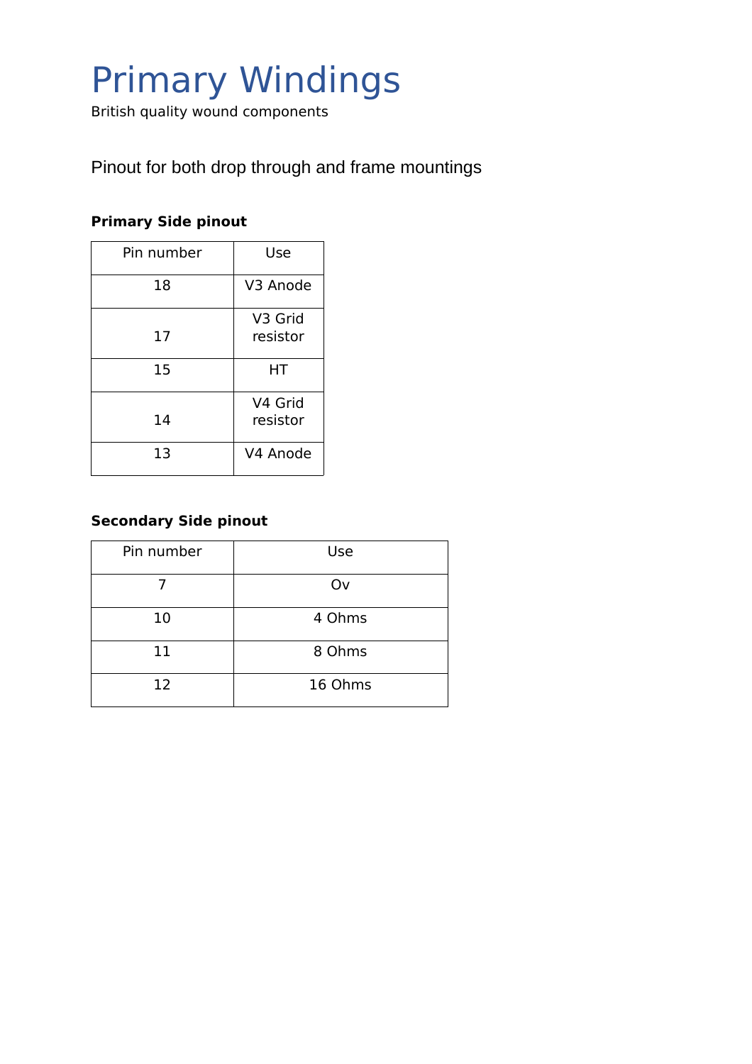# Primary Windings

British quality wound components

Pinout for both drop through and frame mountings

**Primary Side pinout**

| Pin number | Use |
|---|---|
| 18 | V3 Anode |
| 17 | V3 Grid resistor |
| 15 | HT |
| 14 | V4 Grid resistor |
| 13 | V4 Anode |

**Secondary Side pinout**

| Pin number | Use |
|---|---|
| 7 | Ov |
| 10 | 4 Ohms |
| 11 | 8 Ohms |
| 12 | 16 Ohms |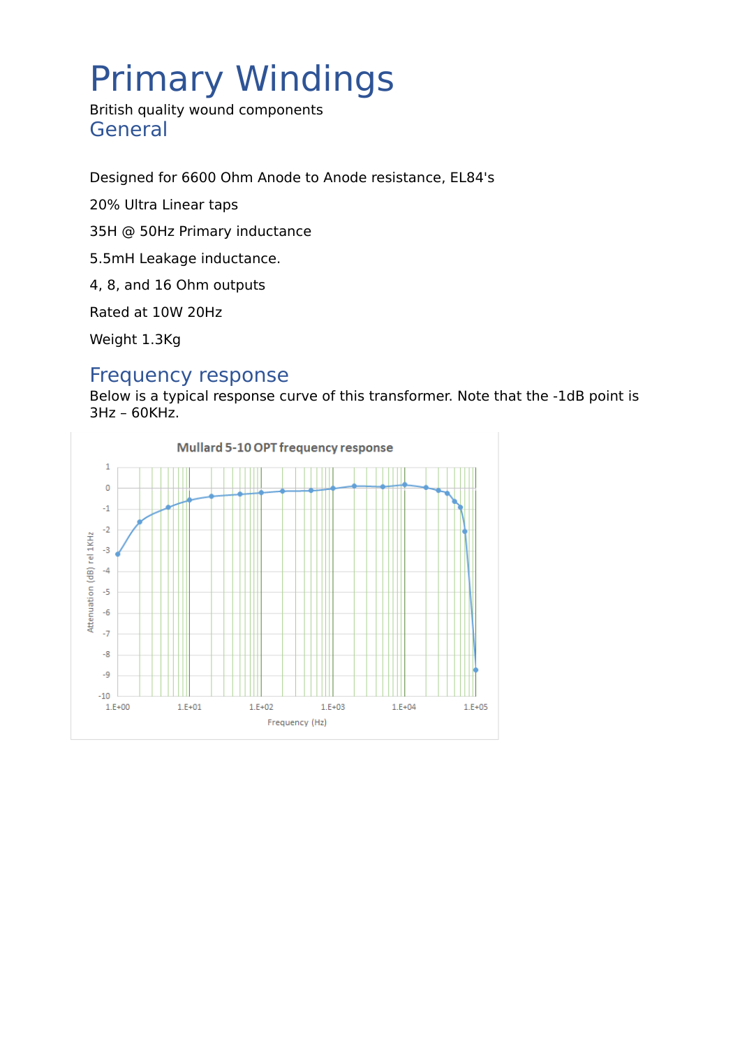# Primary Windings

British quality wound components

## General

Designed for 6600 Ohm Anode to Anode resistance, EL84's

20% Ultra Linear taps

35H @ 50Hz Primary inductance

5.5mH Leakage inductance.

4, 8, and 16 Ohm outputs

Rated at 10W 20Hz

Weight 1.3Kg

## Frequency response

Below is a typical response curve of this transformer. Note that the -1dB point is 3Hz – 60KHz.

Mullard 5-10 OPT frequency response

Attenuation (dB) rel 1KHz

1
0
-1
-2
-3
-4
-5
-6
-7
-8
-9
-10

1.E+00
1.E+01
1.E+02
1.E+03
1.E+04
1.E+05

Frequency (Hz)